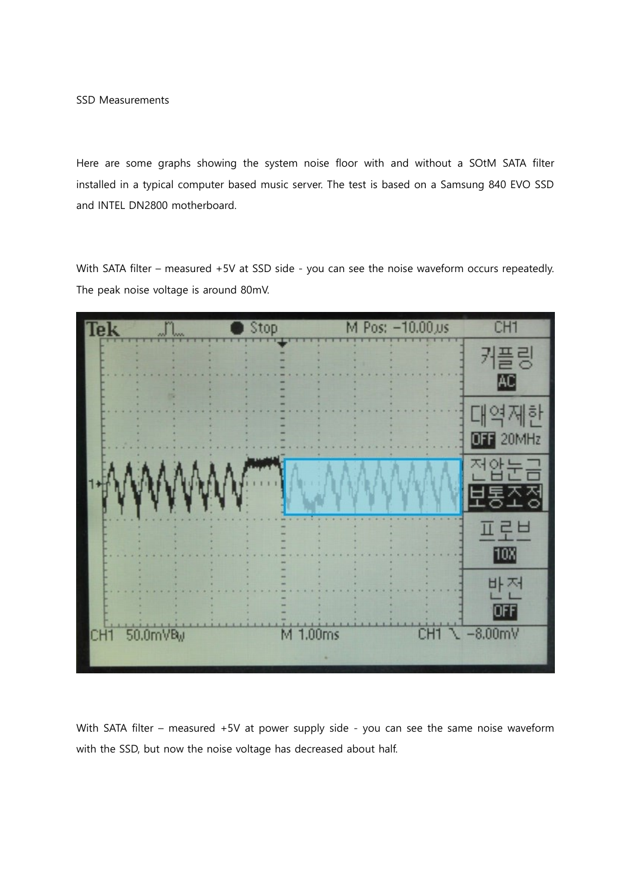SSD Measurements

Here are some graphs showing the system noise floor with and without a SOtM SATA filter installed in a typical computer based music server. The test is based on a Samsung 840 EVO SSD and INTEL DN2800 motherboard.

With SATA filter – measured +5V at SSD side - you can see the noise waveform occurs repeatedly. The peak noise voltage is around 80mV.

With SATA filter – measured +5V at power supply side - you can see the same noise waveform with the SSD, but now the noise voltage has decreased about half.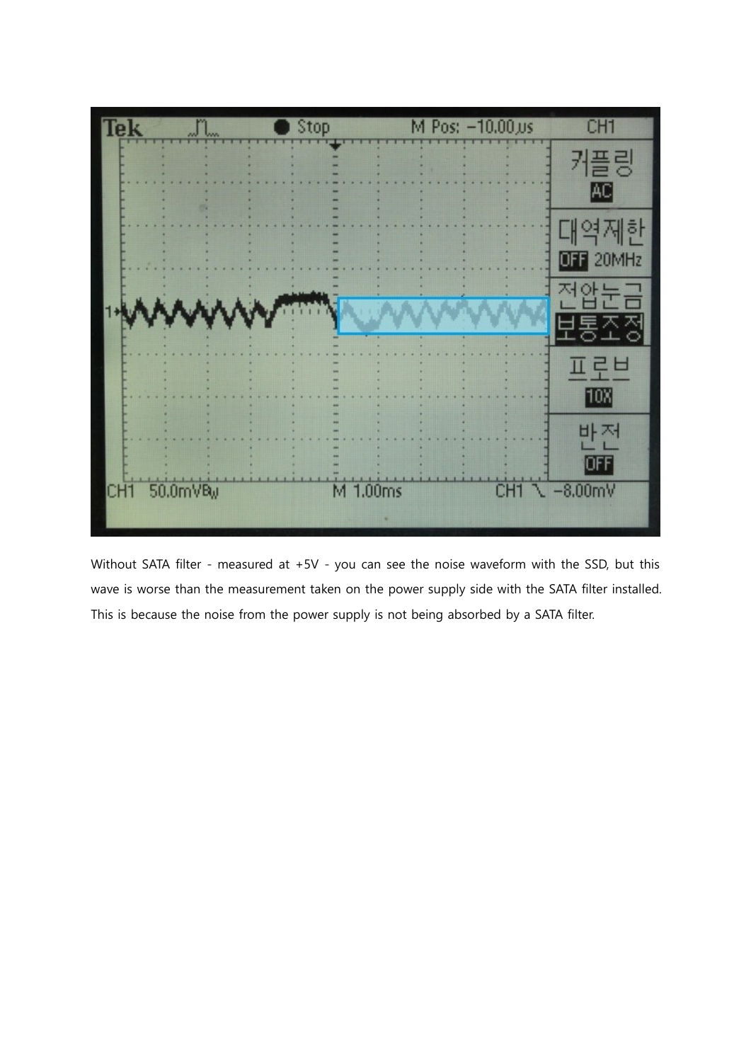Without SATA filter - measured at +5V - you can see the noise waveform with the SSD, but this wave is worse than the measurement taken on the power supply side with the SATA filter installed. This is because the noise from the power supply is not being absorbed by a SATA filter.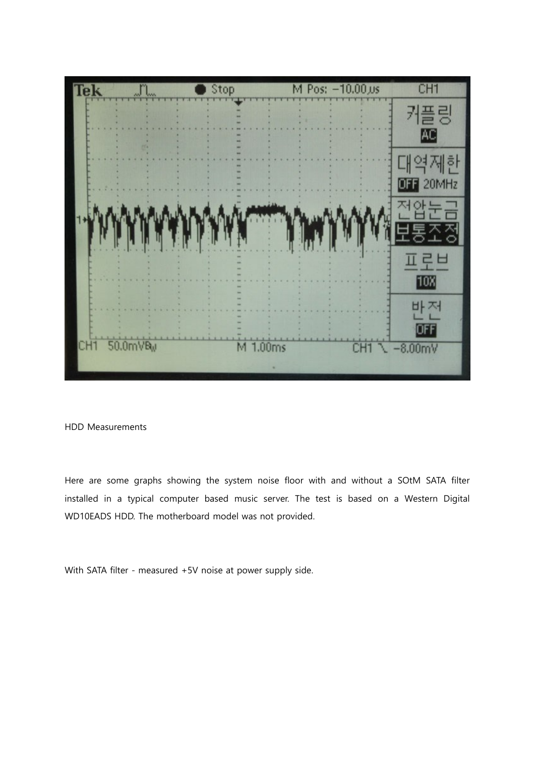HDD Measurements

Here are some graphs showing the system noise floor with and without a SOtM SATA filter installed in a typical computer based music server. The test is based on a Western Digital WD10EADS HDD. The motherboard model was not provided.

With SATA filter - measured +5V noise at power supply side.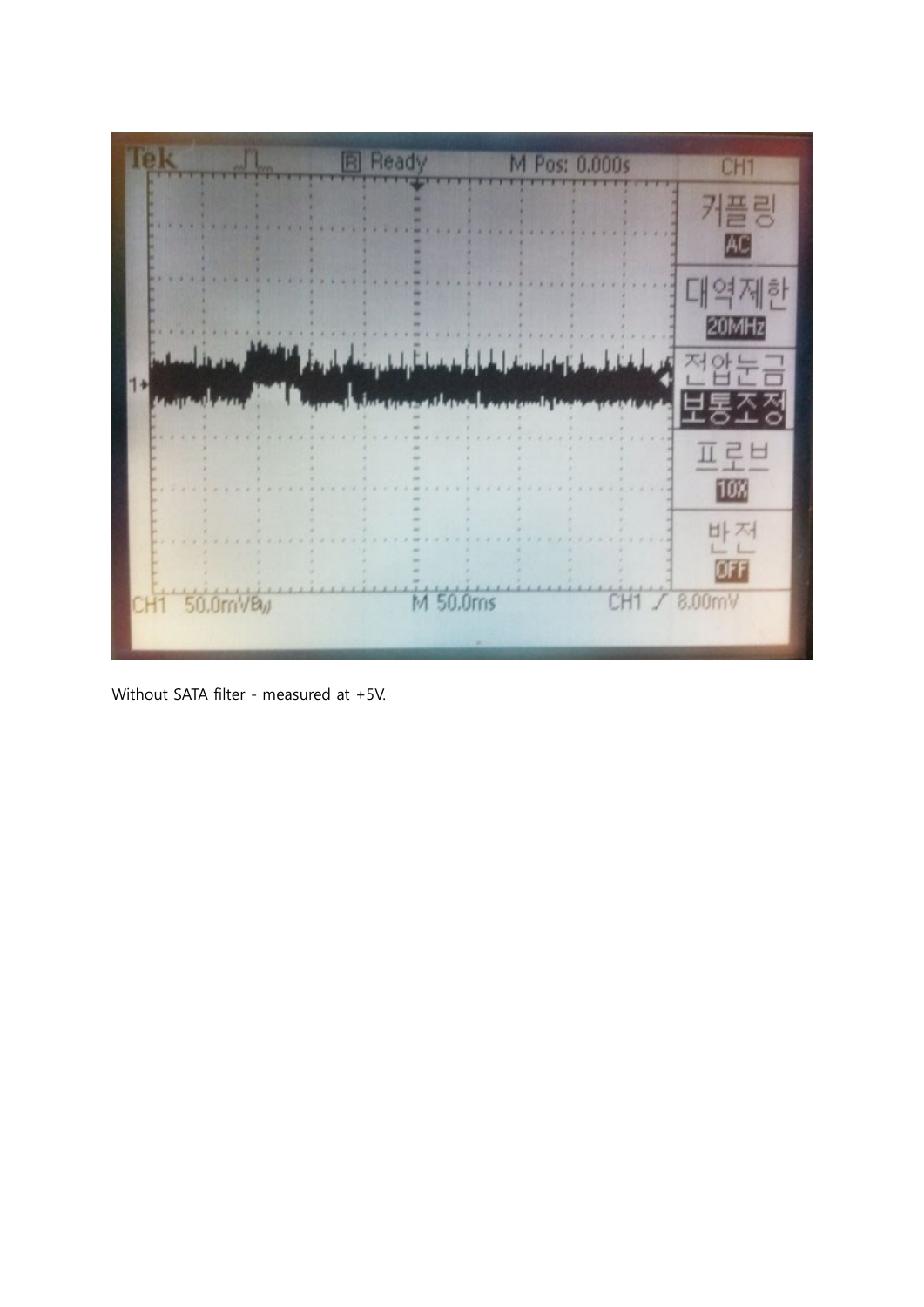Without SATA filter - measured at +5V.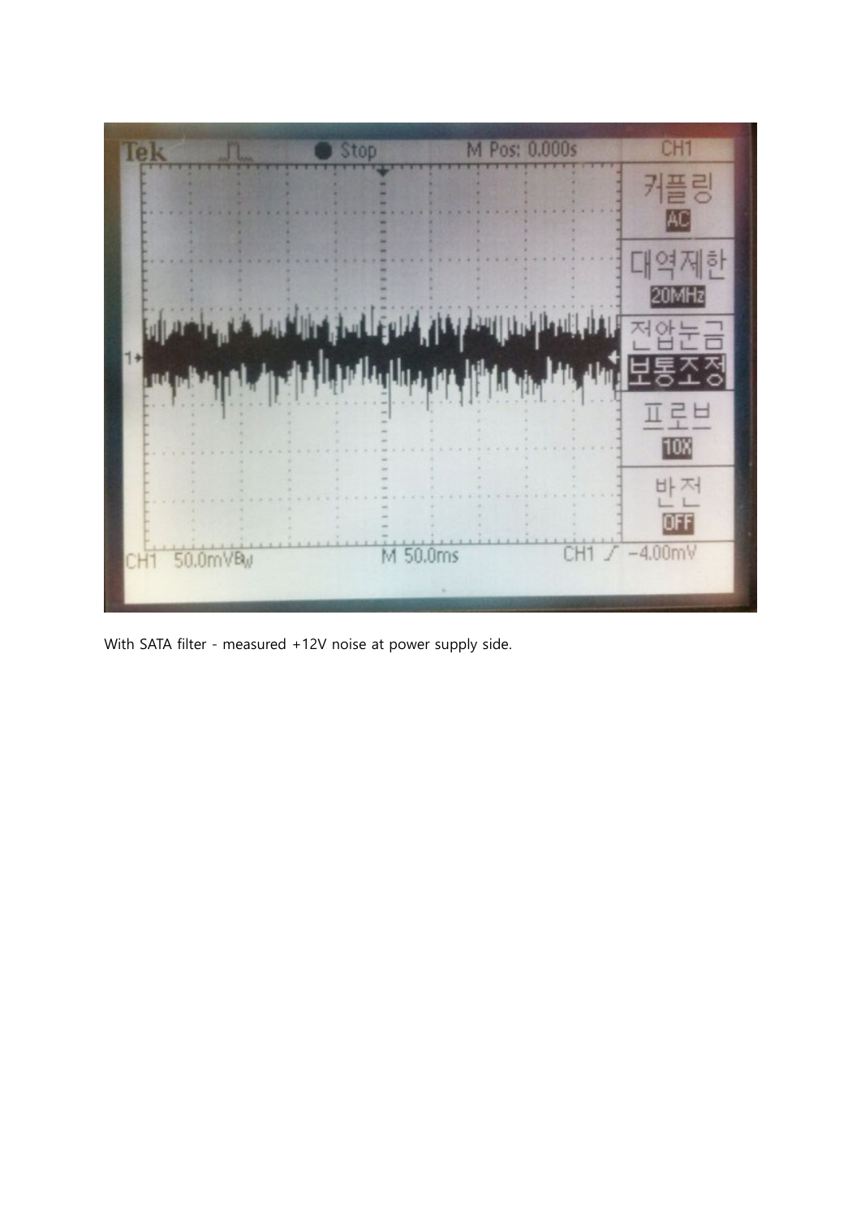With SATA filter - measured +12V noise at power supply side.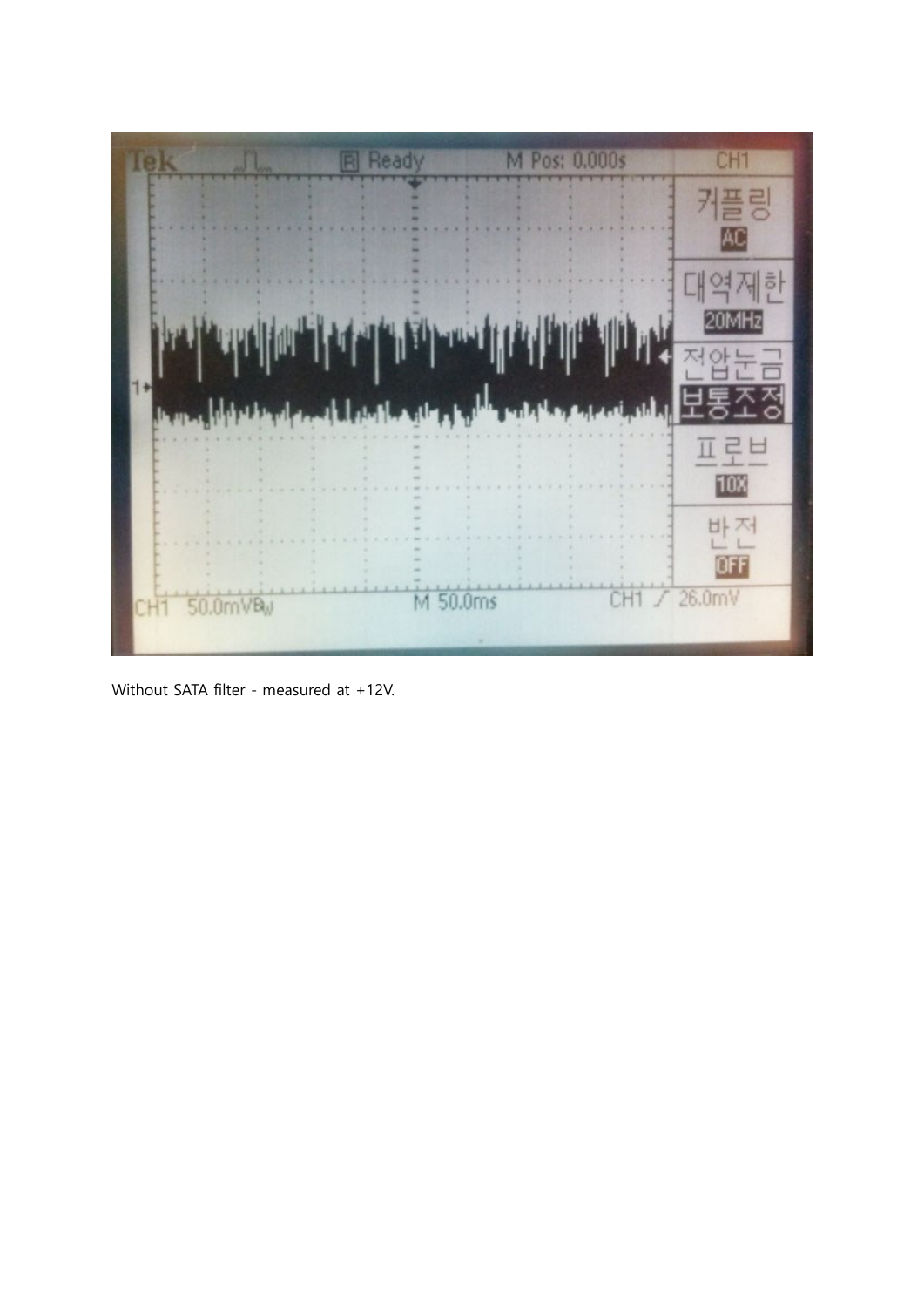Without SATA filter - measured at +12V.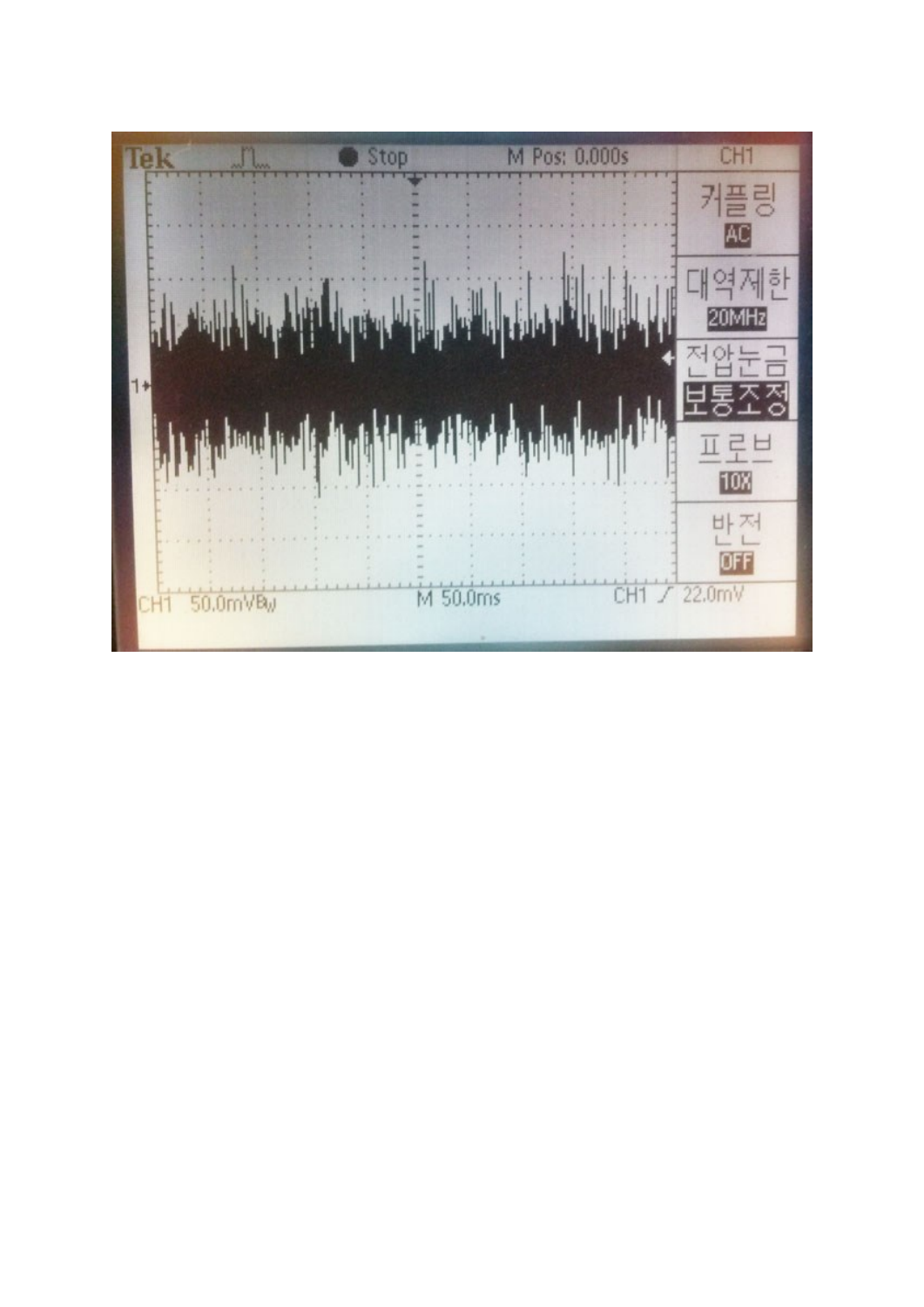Tek

Stop

M Pos: 0.000s

CH1

커플링

AC

대역제한

20MHz

전압눈금

보통조정

프로브

10X

반전

OFF

CH1 50.0mVBw

M 50.0ms

CH1 ∫ 22.0mV